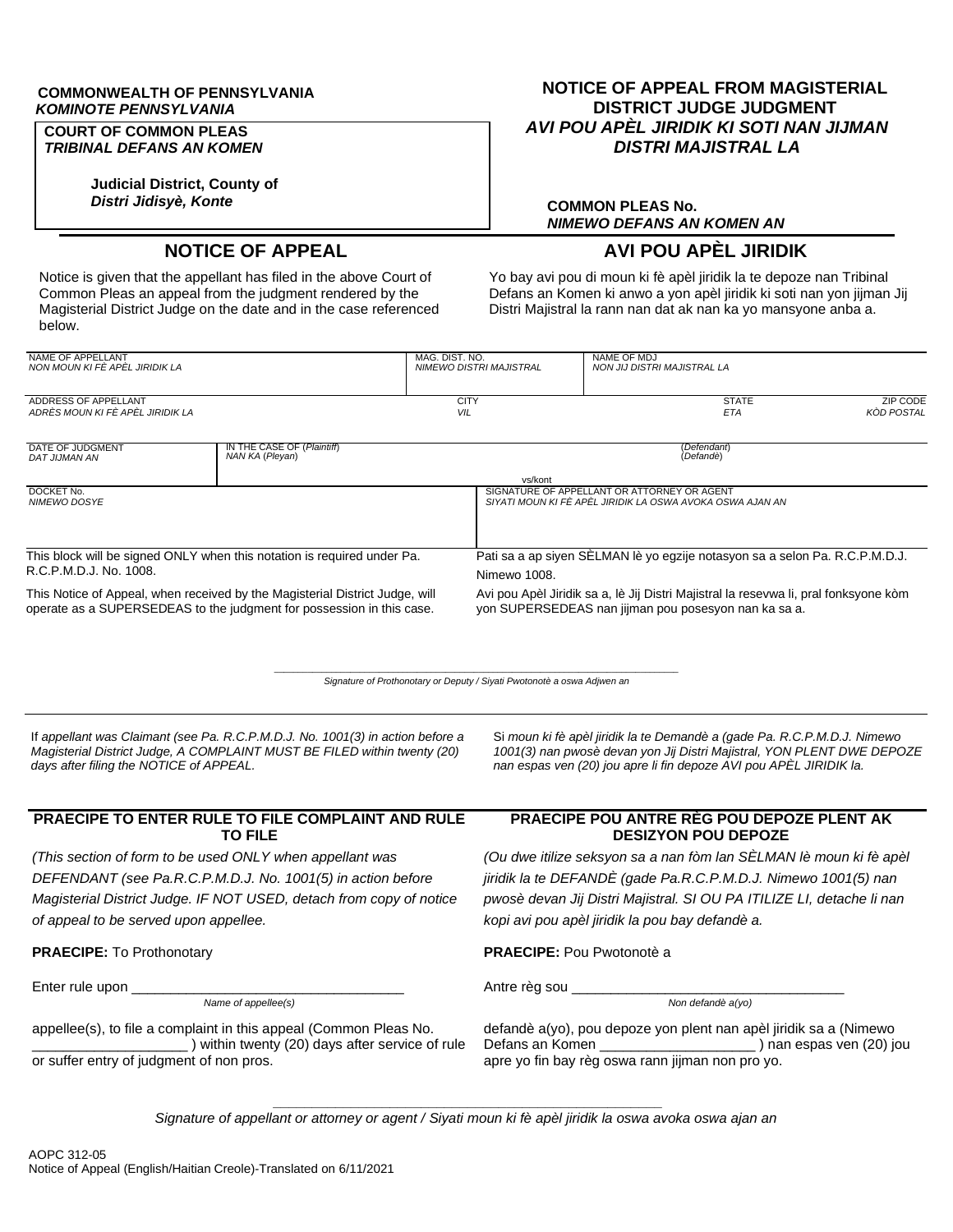**COMMONWEALTH OF PENNSYLVANIA**
***KOMINOTE PENNSYLVANIA***

**COURT OF COMMON PLEAS**
***TRIBINAL DEFANS AN KOMEN***

**Judicial District, County of**
***Distri Jidisyè, Konte***

# NOTICE OF APPEAL FROM MAGISTERIAL DISTRICT JUDGE JUDGMENT
## *AVI POU APÈL JIRIDIK KI SOTI NAN JIJMAN DISTRI MAJISTRAL LA*

**COMMON PLEAS No.**
***NIMEWO DEFANS AN KOMEN AN***

## NOTICE OF APPEAL

Notice is given that the appellant has filed in the above Court of Common Pleas an appeal from the judgment rendered by the Magisterial District Judge on the date and in the case referenced below.

## AVI POU APÈL JIRIDIK

Yo bay avi pou di moun ki fè apèl jiridik la te depoze nan Tribinal Defans an Komen ki anwo a yon apèl jiridik ki soti nan yon jijman Jij Distri Majistral la rann nan dat ak nan ka yo mansyone anba a.

| NAME OF APPELLANT / *NON MOUN KI FÈ APÈL JIRIDIK LA* | MAG. DIST. NO. / *NIMEWO DISTRI MAJISTRAL* | NAME OF MDJ / *NON JIJ DISTRI MAJISTRAL LA* | |
|---|---|---|---|
| ADDRESS OF APPELLANT / *ADRÈS MOUN KI FÈ APÈL JIRIDIK LA* | CITY / *VIL* | STATE / *ETA* | ZIP CODE / *KÒD POSTAL* |

| DATE OF JUDGMENT / *DAT JIJMAN AN* | IN THE CASE OF (*Plaintiff*) / *NAN KA (Pleyan)* | vs/kont | (*Defendant*) / (*Defandè*) |
|---|---|---|---|
| DOCKET No. / *NIMEWO DOSYE* | | SIGNATURE OF APPELLANT OR ATTORNEY OR AGENT / *SIYATI MOUN KI FÈ APÈL JIRIDIK LA OSWA AVOKA OSWA AJAN AN* | |

This block will be signed ONLY when this notation is required under Pa. R.C.P.M.D.J. No. 1008.

This Notice of Appeal, when received by the Magisterial District Judge, will operate as a SUPERSEDEAS to the judgment for possession in this case.

Pati sa a ap siyen SÈLMAN lè yo egzije notasyon sa a selon Pa. R.C.P.M.D.J. Nimewo 1008.

Avi pou Apèl Jiridik sa a, lè Jij Distri Majistral la resevwa li, pral fonksyone kòm yon SUPERSEDEAS nan jijman pou posesyon nan ka sa a.

______________________________________________
*Signature of Prothonotary or Deputy / Siyati Pwotonotè a oswa Adjwen an*

*If appellant was Claimant (see Pa. R.C.P.M.D.J. No. 1001(3) in action before a Magisterial District Judge, A COMPLAINT MUST BE FILED within twenty (20) days after filing the NOTICE of APPEAL.*

*Si moun ki fè apèl jiridik la te Demandè a (gade Pa. R.C.P.M.D.J. Nimewo 1001(3) nan pwosè devan yon Jij Distri Majistral, YON PLENT DWE DEPOZE nan espas ven (20) jou apre li fin depoze AVI pou APÈL JIRIDIK la.*

## PRAECIPE TO ENTER RULE TO FILE COMPLAINT AND RULE TO FILE

*(This section of form to be used ONLY when appellant was DEFENDANT (see Pa.R.C.P.M.D.J. No. 1001(5) in action before Magisterial District Judge. IF NOT USED, detach from copy of notice of appeal to be served upon appellee.*

**PRAECIPE:** To Prothonotary

Enter rule upon __________________________________
*Name of appellee(s)*

appellee(s), to file a complaint in this appeal (Common Pleas No. ____________________ ) within twenty (20) days after service of rule or suffer entry of judgment of non pros.

## PRAECIPE POU ANTRE RÈG POU DEPOZE PLENT AK DESIZYON POU DEPOZE

*(Ou dwe itilize seksyon sa a nan fòm lan SÈLMAN lè moun ki fè apèl jiridik la te DEFANDÈ (gade Pa.R.C.P.M.D.J. Nimewo 1001(5) nan pwosè devan Jij Distri Majistral. SI OU PA ITILIZE LI, detache li nan kopi avi pou apèl jiridik la pou bay defandè a.*

**PRAECIPE:** Pou Pwotonotè a

Antre règ sou __________________________________
*Non defandè a(yo)*

defandè a(yo), pou depoze yon plent nan apèl jiridik sa a (Nimewo Defans an Komen ____________________ ) nan espas ven (20) jou apre yo fin bay règ oswa rann jijman non pro yo.

______________________________________________
*Signature of appellant or attorney or agent / Siyati moun ki fè apèl jiridik la oswa avoka oswa ajan an*

AOPC 312-05
Notice of Appeal (English/Haitian Creole)-Translated on 6/11/2021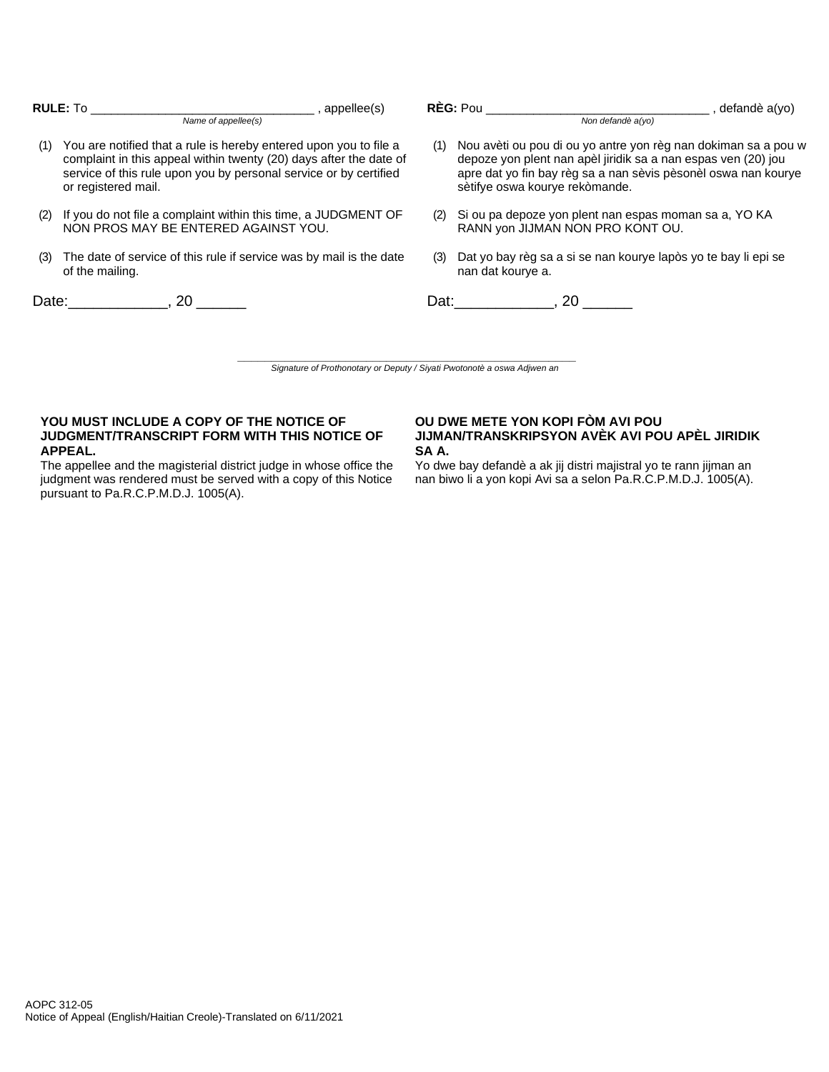**RULE:** To ________________________________ , appellee(s)
*Name of appellee(s)*

(1) You are notified that a rule is hereby entered upon you to file a complaint in this appeal within twenty (20) days after the date of service of this rule upon you by personal service or by certified or registered mail.

(2) If you do not file a complaint within this time, a JUDGMENT OF NON PROS MAY BE ENTERED AGAINST YOU.

(3) The date of service of this rule if service was by mail is the date of the mailing.

Date:____________, 20 ______

**RÈG:** Pou ________________________________ , defandè a(yo)
*Non defandè a(yo)*

(1) Nou avèti ou pou di ou yo antre yon règ nan dokiman sa a pou w depoze yon plent nan apèl jiridik sa a nan espas ven (20) jou apre dat yo fin bay règ sa a nan sèvis pèsonèl oswa nan kourye sètifye oswa kourye rekòmande.

(2) Si ou pa depoze yon plent nan espas moman sa a, YO KA RANN yon JIJMAN NON PRO KONT OU.

(3) Dat yo bay règ sa a si se nan kourye lapòs yo te bay li epi se nan dat kourye a.

Dat:____________, 20 ______

____________________________________________
*Signature of Prothonotary or Deputy / Siyati Pwotonotè a oswa Adjwen an*

**YOU MUST INCLUDE A COPY OF THE NOTICE OF JUDGMENT/TRANSCRIPT FORM WITH THIS NOTICE OF APPEAL.**

The appellee and the magisterial district judge in whose office the judgment was rendered must be served with a copy of this Notice pursuant to Pa.R.C.P.M.D.J. 1005(A).

**OU DWE METE YON KOPI FÒM AVI POU JIJMAN/TRANSKRIPSYON AVÈK AVI POU APÈL JIRIDIK SA A.**

Yo dwe bay defandè a ak jij distri majistral yo te rann jijman an nan biwo li a yon kopi Avi sa a selon Pa.R.C.P.M.D.J. 1005(A).

AOPC 312-05
Notice of Appeal (English/Haitian Creole)-Translated on 6/11/2021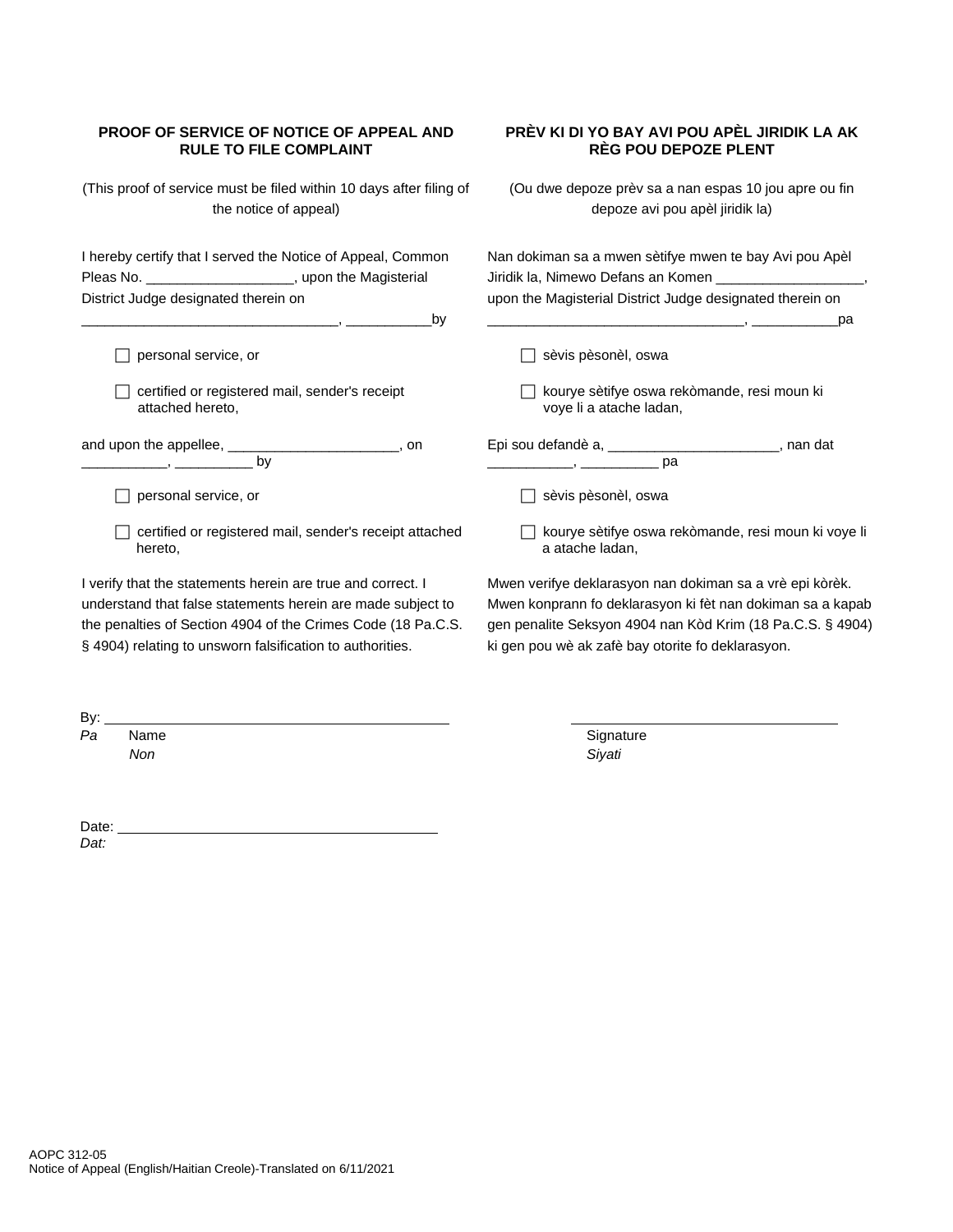**PROOF OF SERVICE OF NOTICE OF APPEAL AND RULE TO FILE COMPLAINT**

(This proof of service must be filed within 10 days after filing of the notice of appeal)

I hereby certify that I served the Notice of Appeal, Common Pleas No. ___________________, upon the Magisterial District Judge designated therein on _________________________________, ___________by

☐ personal service, or

☐ certified or registered mail, sender's receipt attached hereto,

and upon the appellee, ______________________, on ___________, __________ by

☐ personal service, or

☐ certified or registered mail, sender's receipt attached hereto,

I verify that the statements herein are true and correct. I understand that false statements herein are made subject to the penalties of Section 4904 of the Crimes Code (18 Pa.C.S. § 4904) relating to unsworn falsification to authorities.

**PRÈV KI DI YO BAY AVI POU APÈL JIRIDIK LA AK RÈG POU DEPOZE PLENT**

(Ou dwe depoze prèv sa a nan espas 10 jou apre ou fin depoze avi pou apèl jiridik la)

Nan dokiman sa a mwen sètifye mwen te bay Avi pou Apèl Jiridik la, Nimewo Defans an Komen ___________________, upon the Magisterial District Judge designated therein on _________________________________, ___________pa

☐ sèvis pèsonèl, oswa

☐ kourye sètifye oswa rekòmande, resi moun ki voye li a atache ladan,

Epi sou defandè a, ______________________, nan dat ___________, __________ pa

☐ sèvis pèsonèl, oswa

☐ kourye sètifye oswa rekòmande, resi moun ki voye li a atache ladan,

Mwen verifye deklarasyon nan dokiman sa a vrè epi kòrèk. Mwen konprann fo deklarasyon ki fèt nan dokiman sa a kapab gen penalite Seksyon 4904 nan Kòd Krim (18 Pa.C.S. § 4904) ki gen pou wè ak zafè bay otorite fo deklarasyon.

By: ____________________________________________
*Pa* Name
*Non*

____________________________________
Signature
*Siyati*

Date: __________________________________________
*Dat:*

AOPC 312-05
Notice of Appeal (English/Haitian Creole)-Translated on 6/11/2021